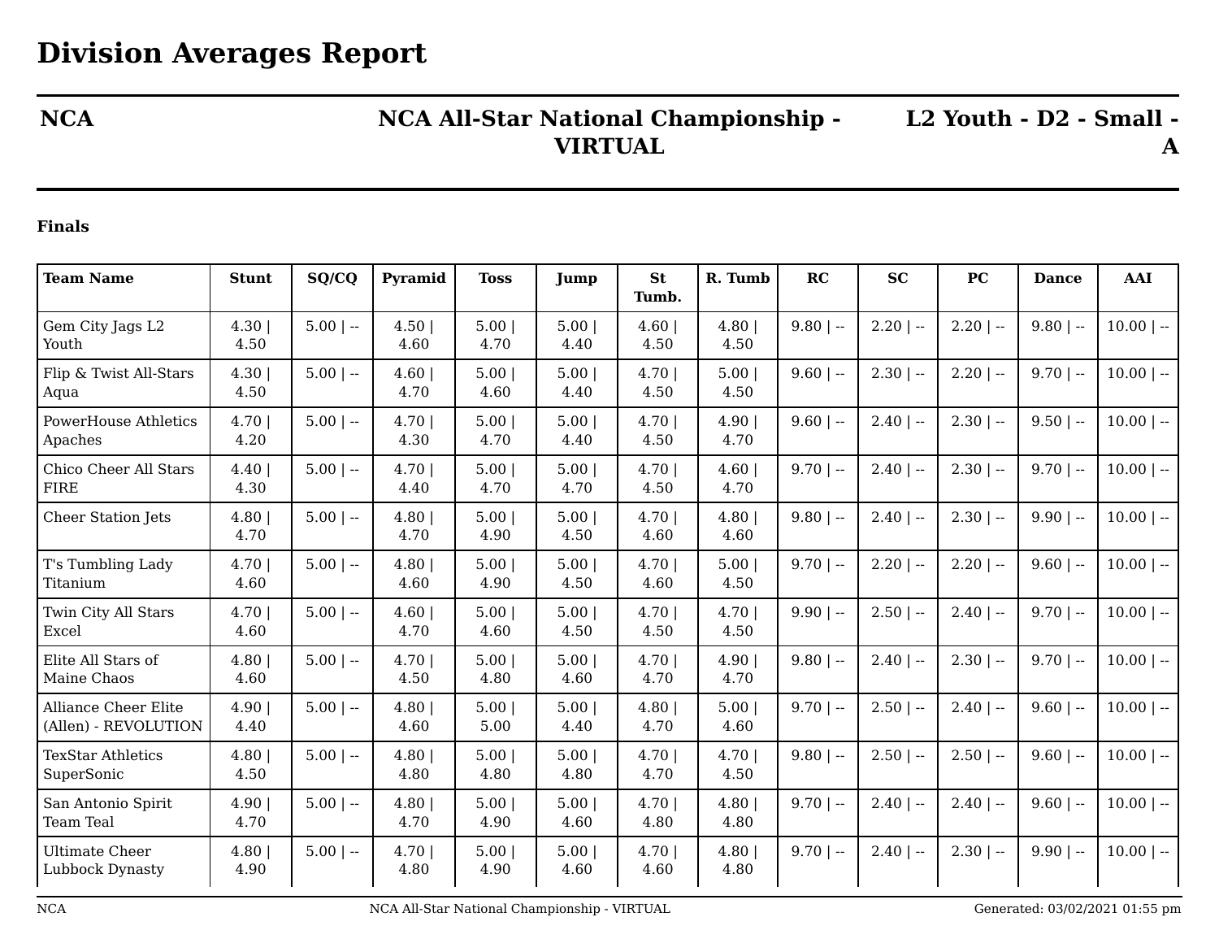# Division Averages Report

**NCA** | **NCA All-Star National Championship - VIRTUAL** | **L2 Youth - D2 - Small - A**

**Finals**

| Team Name | Stunt | SQ/CQ | Pyramid | Toss | Jump | St Tumb. | R. Tumb | RC | SC | PC | Dance | AAI |
|---|---|---|---|---|---|---|---|---|---|---|---|---|
| Gem City Jags L2 Youth | 4.30 \| 4.50 | 5.00 \| -- | 4.50 \| 4.60 | 5.00 \| 4.70 | 5.00 \| 4.40 | 4.60 \| 4.50 | 4.80 \| 4.50 | 9.80 \| -- | 2.20 \| -- | 2.20 \| -- | 9.80 \| -- | 10.00 \| -- |
| Flip & Twist All-Stars Aqua | 4.30 \| 4.50 | 5.00 \| -- | 4.60 \| 4.70 | 5.00 \| 4.60 | 5.00 \| 4.40 | 4.70 \| 4.50 | 5.00 \| 4.50 | 9.60 \| -- | 2.30 \| -- | 2.20 \| -- | 9.70 \| -- | 10.00 \| -- |
| PowerHouse Athletics Apaches | 4.70 \| 4.20 | 5.00 \| -- | 4.70 \| 4.30 | 5.00 \| 4.70 | 5.00 \| 4.40 | 4.70 \| 4.50 | 4.90 \| 4.70 | 9.60 \| -- | 2.40 \| -- | 2.30 \| -- | 9.50 \| -- | 10.00 \| -- |
| Chico Cheer All Stars FIRE | 4.40 \| 4.30 | 5.00 \| -- | 4.70 \| 4.40 | 5.00 \| 4.70 | 5.00 \| 4.70 | 4.70 \| 4.50 | 4.60 \| 4.70 | 9.70 \| -- | 2.40 \| -- | 2.30 \| -- | 9.70 \| -- | 10.00 \| -- |
| Cheer Station Jets | 4.80 \| 4.70 | 5.00 \| -- | 4.80 \| 4.70 | 5.00 \| 4.90 | 5.00 \| 4.50 | 4.70 \| 4.60 | 4.80 \| 4.60 | 9.80 \| -- | 2.40 \| -- | 2.30 \| -- | 9.90 \| -- | 10.00 \| -- |
| T's Tumbling Lady Titanium | 4.70 \| 4.60 | 5.00 \| -- | 4.80 \| 4.60 | 5.00 \| 4.90 | 5.00 \| 4.50 | 4.70 \| 4.60 | 5.00 \| 4.50 | 9.70 \| -- | 2.20 \| -- | 2.20 \| -- | 9.60 \| -- | 10.00 \| -- |
| Twin City All Stars Excel | 4.70 \| 4.60 | 5.00 \| -- | 4.60 \| 4.70 | 5.00 \| 4.60 | 5.00 \| 4.50 | 4.70 \| 4.50 | 4.70 \| 4.50 | 9.90 \| -- | 2.50 \| -- | 2.40 \| -- | 9.70 \| -- | 10.00 \| -- |
| Elite All Stars of Maine Chaos | 4.80 \| 4.60 | 5.00 \| -- | 4.70 \| 4.50 | 5.00 \| 4.80 | 5.00 \| 4.60 | 4.70 \| 4.70 | 4.90 \| 4.70 | 9.80 \| -- | 2.40 \| -- | 2.30 \| -- | 9.70 \| -- | 10.00 \| -- |
| Alliance Cheer Elite (Allen) - REVOLUTION | 4.90 \| 4.40 | 5.00 \| -- | 4.80 \| 4.60 | 5.00 \| 5.00 | 5.00 \| 4.40 | 4.80 \| 4.70 | 5.00 \| 4.60 | 9.70 \| -- | 2.50 \| -- | 2.40 \| -- | 9.60 \| -- | 10.00 \| -- |
| TexStar Athletics SuperSonic | 4.80 \| 4.50 | 5.00 \| -- | 4.80 \| 4.80 | 5.00 \| 4.80 | 5.00 \| 4.80 | 4.70 \| 4.70 | 4.70 \| 4.50 | 9.80 \| -- | 2.50 \| -- | 2.50 \| -- | 9.60 \| -- | 10.00 \| -- |
| San Antonio Spirit Team Teal | 4.90 \| 4.70 | 5.00 \| -- | 4.80 \| 4.70 | 5.00 \| 4.90 | 5.00 \| 4.60 | 4.70 \| 4.80 | 4.80 \| 4.80 | 9.70 \| -- | 2.40 \| -- | 2.40 \| -- | 9.60 \| -- | 10.00 \| -- |
| Ultimate Cheer Lubbock Dynasty | 4.80 \| 4.90 | 5.00 \| -- | 4.70 \| 4.80 | 5.00 \| 4.90 | 5.00 \| 4.60 | 4.70 \| 4.60 | 4.80 \| 4.80 | 9.70 \| -- | 2.40 \| -- | 2.30 \| -- | 9.90 \| -- | 10.00 \| -- |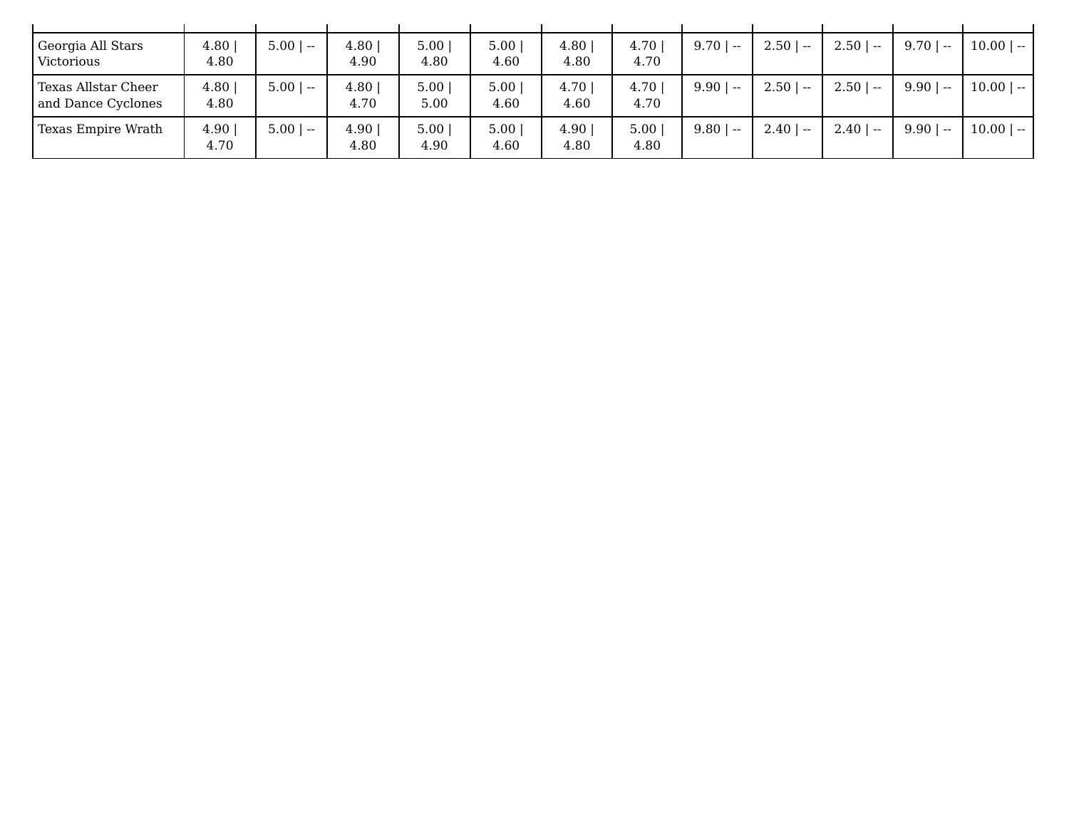| | | | | | | | | | | | | |
|---|---|---|---|---|---|---|---|---|---|---|---|---|
| Georgia All Stars Victorious | 4.80 \| 4.80 | 5.00 \| -- | 4.80 \| 4.90 | 5.00 \| 4.80 | 5.00 \| 4.60 | 4.80 \| 4.80 | 4.70 \| 4.70 | 9.70 \| -- | 2.50 \| -- | 2.50 \| -- | 9.70 \| -- | 10.00 \| -- |
| Texas Allstar Cheer and Dance Cyclones | 4.80 \| 4.80 | 5.00 \| -- | 4.80 \| 4.70 | 5.00 \| 5.00 | 5.00 \| 4.60 | 4.70 \| 4.60 | 4.70 \| 4.70 | 9.90 \| -- | 2.50 \| -- | 2.50 \| -- | 9.90 \| -- | 10.00 \| -- |
| Texas Empire Wrath | 4.90 \| 4.70 | 5.00 \| -- | 4.90 \| 4.80 | 5.00 \| 4.90 | 5.00 \| 4.60 | 4.90 \| 4.80 | 5.00 \| 4.80 | 9.80 \| -- | 2.40 \| -- | 2.40 \| -- | 9.90 \| -- | 10.00 \| -- |